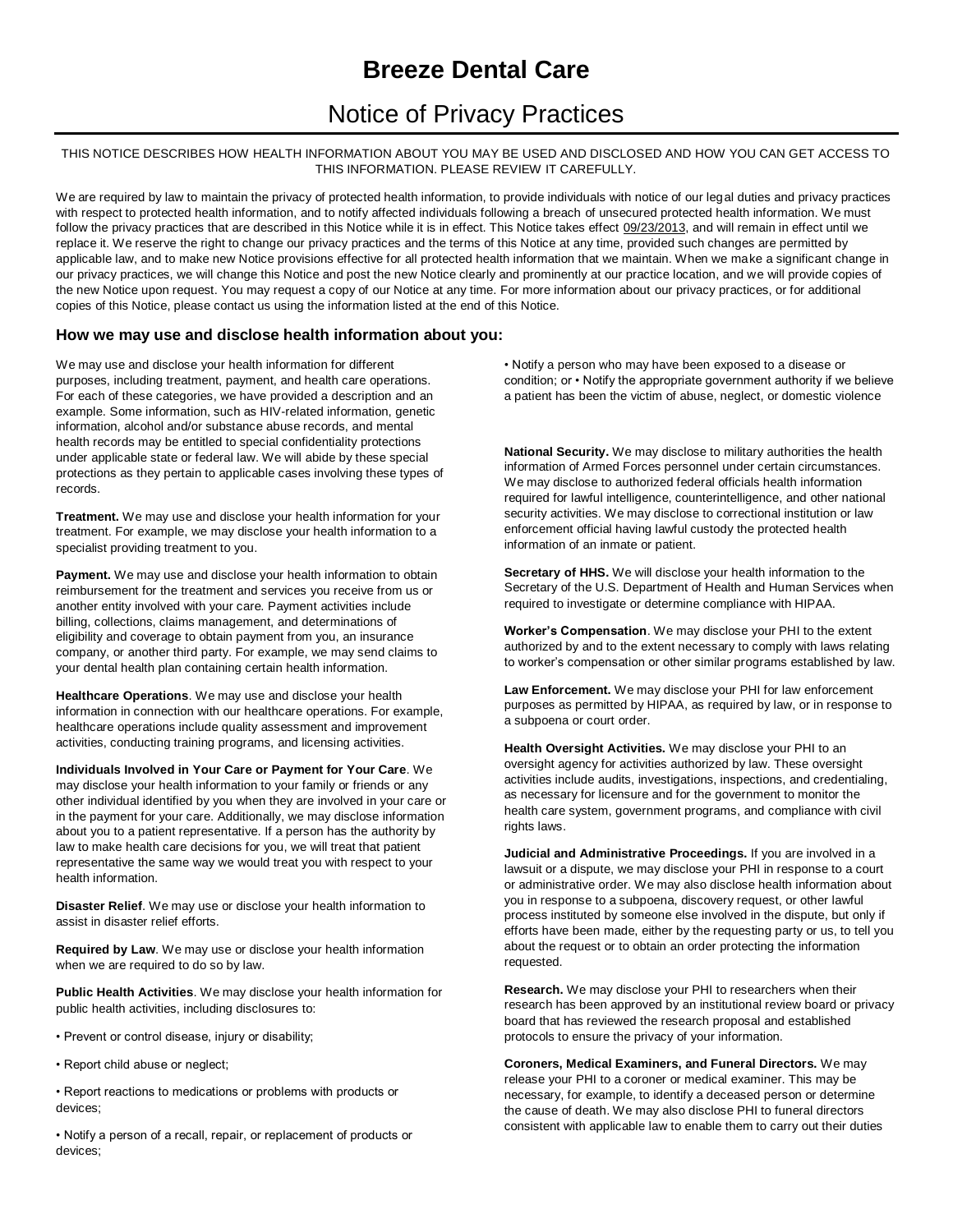# Breeze Dental Care

## Notice of Privacy Practices

THIS NOTICE DESCRIBES HOW HEALTH INFORMATION ABOUT YOU MAY BE USED AND DISCLOSED AND HOW YOU CAN GET ACCESS TO THIS INFORMATION. PLEASE REVIEW IT CAREFULLY.

We are required by law to maintain the privacy of protected health information, to provide individuals with notice of our legal duties and privacy practices with respect to protected health information, and to notify affected individuals following a breach of unsecured protected health information. We must follow the privacy practices that are described in this Notice while it is in effect. This Notice takes effect 09/23/2013, and will remain in effect until we replace it. We reserve the right to change our privacy practices and the terms of this Notice at any time, provided such changes are permitted by applicable law, and to make new Notice provisions effective for all protected health information that we maintain. When we make a significant change in our privacy practices, we will change this Notice and post the new Notice clearly and prominently at our practice location, and we will provide copies of the new Notice upon request. You may request a copy of our Notice at any time. For more information about our privacy practices, or for additional copies of this Notice, please contact us using the information listed at the end of this Notice.

### How we may use and disclose health information about you:

We may use and disclose your health information for different purposes, including treatment, payment, and health care operations. For each of these categories, we have provided a description and an example. Some information, such as HIV-related information, genetic information, alcohol and/or substance abuse records, and mental health records may be entitled to special confidentiality protections under applicable state or federal law. We will abide by these special protections as they pertain to applicable cases involving these types of records.

**Treatment.** We may use and disclose your health information for your treatment. For example, we may disclose your health information to a specialist providing treatment to you.

**Payment.** We may use and disclose your health information to obtain reimbursement for the treatment and services you receive from us or another entity involved with your care. Payment activities include billing, collections, claims management, and determinations of eligibility and coverage to obtain payment from you, an insurance company, or another third party. For example, we may send claims to your dental health plan containing certain health information.

**Healthcare Operations**. We may use and disclose your health information in connection with our healthcare operations. For example, healthcare operations include quality assessment and improvement activities, conducting training programs, and licensing activities.

**Individuals Involved in Your Care or Payment for Your Care**. We may disclose your health information to your family or friends or any other individual identified by you when they are involved in your care or in the payment for your care. Additionally, we may disclose information about you to a patient representative. If a person has the authority by law to make health care decisions for you, we will treat that patient representative the same way we would treat you with respect to your health information.

**Disaster Relief**. We may use or disclose your health information to assist in disaster relief efforts.

**Required by Law**. We may use or disclose your health information when we are required to do so by law.

**Public Health Activities**. We may disclose your health information for public health activities, including disclosures to:

- Prevent or control disease, injury or disability;
- Report child abuse or neglect;
- Report reactions to medications or problems with products or devices;
- Notify a person of a recall, repair, or replacement of products or devices;
- Notify a person who may have been exposed to a disease or condition; or
- Notify the appropriate government authority if we believe a patient has been the victim of abuse, neglect, or domestic violence

**National Security.** We may disclose to military authorities the health information of Armed Forces personnel under certain circumstances. We may disclose to authorized federal officials health information required for lawful intelligence, counterintelligence, and other national security activities. We may disclose to correctional institution or law enforcement official having lawful custody the protected health information of an inmate or patient.

**Secretary of HHS.** We will disclose your health information to the Secretary of the U.S. Department of Health and Human Services when required to investigate or determine compliance with HIPAA.

**Worker's Compensation**. We may disclose your PHI to the extent authorized by and to the extent necessary to comply with laws relating to worker's compensation or other similar programs established by law.

**Law Enforcement.** We may disclose your PHI for law enforcement purposes as permitted by HIPAA, as required by law, or in response to a subpoena or court order.

**Health Oversight Activities.** We may disclose your PHI to an oversight agency for activities authorized by law. These oversight activities include audits, investigations, inspections, and credentialing, as necessary for licensure and for the government to monitor the health care system, government programs, and compliance with civil rights laws.

**Judicial and Administrative Proceedings.** If you are involved in a lawsuit or a dispute, we may disclose your PHI in response to a court or administrative order. We may also disclose health information about you in response to a subpoena, discovery request, or other lawful process instituted by someone else involved in the dispute, but only if efforts have been made, either by the requesting party or us, to tell you about the request or to obtain an order protecting the information requested.

**Research.** We may disclose your PHI to researchers when their research has been approved by an institutional review board or privacy board that has reviewed the research proposal and established protocols to ensure the privacy of your information.

**Coroners, Medical Examiners, and Funeral Directors.** We may release your PHI to a coroner or medical examiner. This may be necessary, for example, to identify a deceased person or determine the cause of death. We may also disclose PHI to funeral directors consistent with applicable law to enable them to carry out their duties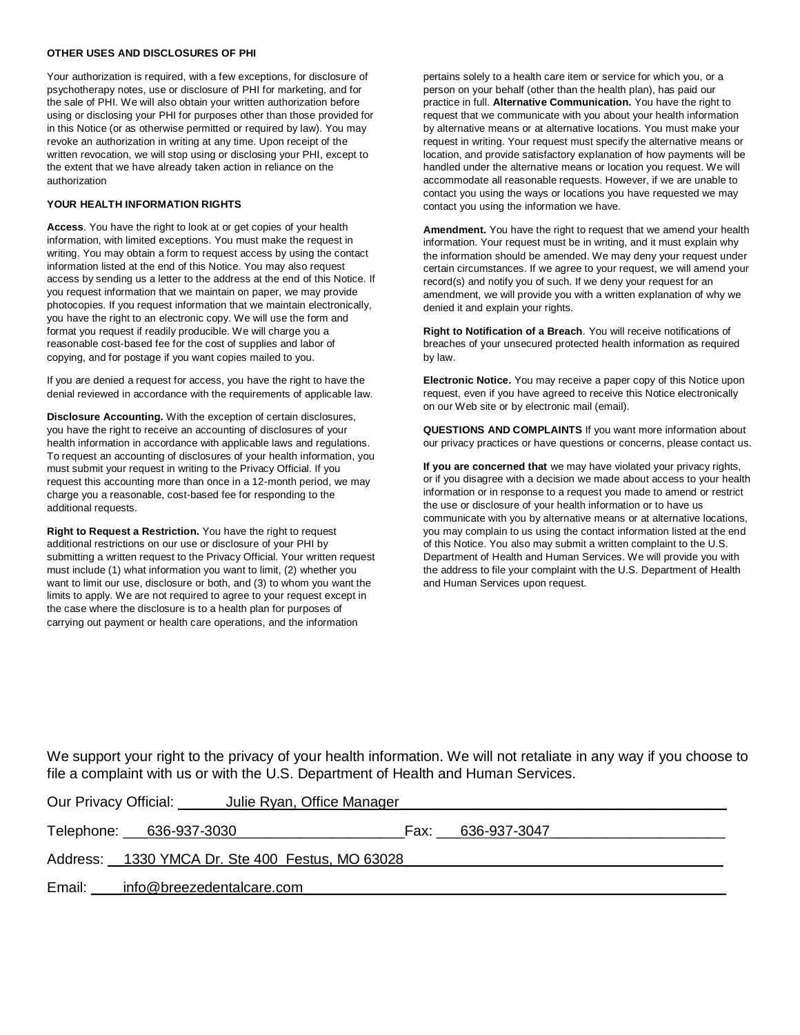### OTHER USES AND DISCLOSURES OF PHI

Your authorization is required, with a few exceptions, for disclosure of psychotherapy notes, use or disclosure of PHI for marketing, and for the sale of PHI. We will also obtain your written authorization before using or disclosing your PHI for purposes other than those provided for in this Notice (or as otherwise permitted or required by law). You may revoke an authorization in writing at any time. Upon receipt of the written revocation, we will stop using or disclosing your PHI, except to the extent that we have already taken action in reliance on the authorization

### YOUR HEALTH INFORMATION RIGHTS

**Access**. You have the right to look at or get copies of your health information, with limited exceptions. You must make the request in writing. You may obtain a form to request access by using the contact information listed at the end of this Notice. You may also request access by sending us a letter to the address at the end of this Notice. If you request information that we maintain on paper, we may provide photocopies. If you request information that we maintain electronically, you have the right to an electronic copy. We will use the form and format you request if readily producible. We will charge you a reasonable cost-based fee for the cost of supplies and labor of copying, and for postage if you want copies mailed to you.

If you are denied a request for access, you have the right to have the denial reviewed in accordance with the requirements of applicable law.

**Disclosure Accounting.** With the exception of certain disclosures, you have the right to receive an accounting of disclosures of your health information in accordance with applicable laws and regulations. To request an accounting of disclosures of your health information, you must submit your request in writing to the Privacy Official. If you request this accounting more than once in a 12-month period, we may charge you a reasonable, cost-based fee for responding to the additional requests.

**Right to Request a Restriction.** You have the right to request additional restrictions on our use or disclosure of your PHI by submitting a written request to the Privacy Official. Your written request must include (1) what information you want to limit, (2) whether you want to limit our use, disclosure or both, and (3) to whom you want the limits to apply. We are not required to agree to your request except in the case where the disclosure is to a health plan for purposes of carrying out payment or health care operations, and the information pertains solely to a health care item or service for which you, or a person on your behalf (other than the health plan), has paid our practice in full. **Alternative Communication.** You have the right to request that we communicate with you about your health information by alternative means or at alternative locations. You must make your request in writing. Your request must specify the alternative means or location, and provide satisfactory explanation of how payments will be handled under the alternative means or location you request. We will accommodate all reasonable requests. However, if we are unable to contact you using the ways or locations you have requested we may contact you using the information we have.

**Amendment.** You have the right to request that we amend your health information. Your request must be in writing, and it must explain why the information should be amended. We may deny your request under certain circumstances. If we agree to your request, we will amend your record(s) and notify you of such. If we deny your request for an amendment, we will provide you with a written explanation of why we denied it and explain your rights.

**Right to Notification of a Breach**. You will receive notifications of breaches of your unsecured protected health information as required by law.

**Electronic Notice.** You may receive a paper copy of this Notice upon request, even if you have agreed to receive this Notice electronically on our Web site or by electronic mail (email).

**QUESTIONS AND COMPLAINTS** If you want more information about our privacy practices or have questions or concerns, please contact us.

**If you are concerned that** we may have violated your privacy rights, or if you disagree with a decision we made about access to your health information or in response to a request you made to amend or restrict the use or disclosure of your health information or to have us communicate with you by alternative means or at alternative locations, you may complain to us using the contact information listed at the end of this Notice. You also may submit a written complaint to the U.S. Department of Health and Human Services. We will provide you with the address to file your complaint with the U.S. Department of Health and Human Services upon request.

We support your right to the privacy of your health information. We will not retaliate in any way if you choose to file a complaint with us or with the U.S. Department of Health and Human Services.

Our Privacy Official: Julie Ryan, Office Manager

Telephone: 636-937-3030 Fax: 636-937-3047

Address: 1330 YMCA Dr. Ste 400 Festus, MO 63028

Email: info@breezedentalcare.com